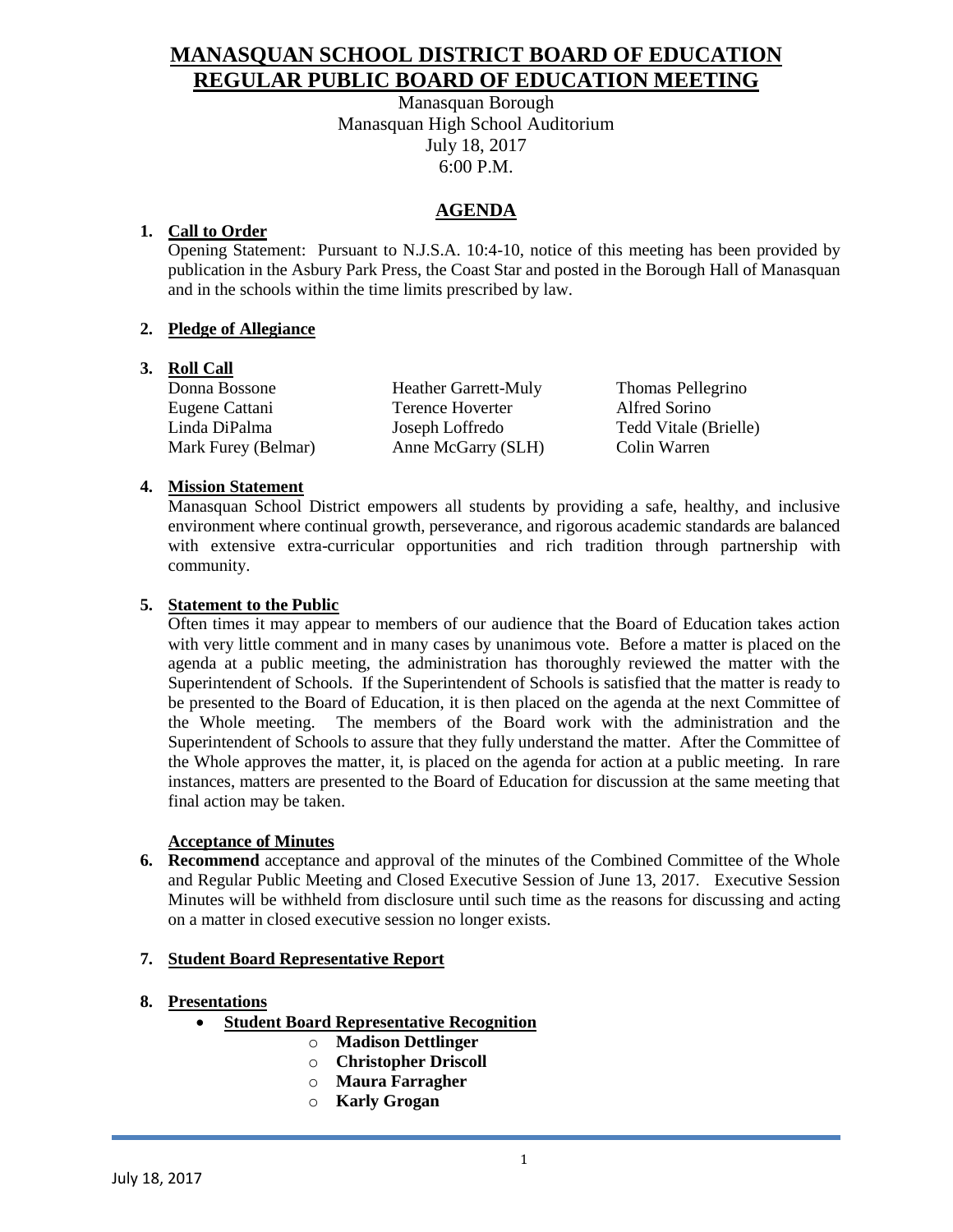# MANASQUAN SCHOOL DISTRICT BOARD OF EDUCATION
# REGULAR PUBLIC BOARD OF EDUCATION MEETING

Manasquan Borough
Manasquan High School Auditorium
July 18, 2017
6:00 P.M.

## AGENDA

1. **Call to Order**
   Opening Statement: Pursuant to N.J.S.A. 10:4-10, notice of this meeting has been provided by publication in the Asbury Park Press, the Coast Star and posted in the Borough Hall of Manasquan and in the schools within the time limits prescribed by law.

2. **Pledge of Allegiance**

3. **Roll Call**

| | | |
|---|---|---|
| Donna Bossone | Heather Garrett-Muly | Thomas Pellegrino |
| Eugene Cattani | Terence Hoverter | Alfred Sorino |
| Linda DiPalma | Joseph Loffredo | Tedd Vitale (Brielle) |
| Mark Furey (Belmar) | Anne McGarry (SLH) | Colin Warren |

4. **Mission Statement**
   Manasquan School District empowers all students by providing a safe, healthy, and inclusive environment where continual growth, perseverance, and rigorous academic standards are balanced with extensive extra-curricular opportunities and rich tradition through partnership with community.

5. **Statement to the Public**
   Often times it may appear to members of our audience that the Board of Education takes action with very little comment and in many cases by unanimous vote. Before a matter is placed on the agenda at a public meeting, the administration has thoroughly reviewed the matter with the Superintendent of Schools. If the Superintendent of Schools is satisfied that the matter is ready to be presented to the Board of Education, it is then placed on the agenda at the next Committee of the Whole meeting. The members of the Board work with the administration and the Superintendent of Schools to assure that they fully understand the matter. After the Committee of the Whole approves the matter, it, is placed on the agenda for action at a public meeting. In rare instances, matters are presented to the Board of Education for discussion at the same meeting that final action may be taken.

   **Acceptance of Minutes**

6. **Recommend** acceptance and approval of the minutes of the Combined Committee of the Whole and Regular Public Meeting and Closed Executive Session of June 13, 2017. Executive Session Minutes will be withheld from disclosure until such time as the reasons for discussing and acting on a matter in closed executive session no longer exists.

7. **Student Board Representative Report**

8. **Presentations**
   - **Student Board Representative Recognition**
     - **Madison Dettlinger**
     - **Christopher Driscoll**
     - **Maura Farragher**
     - **Karly Grogan**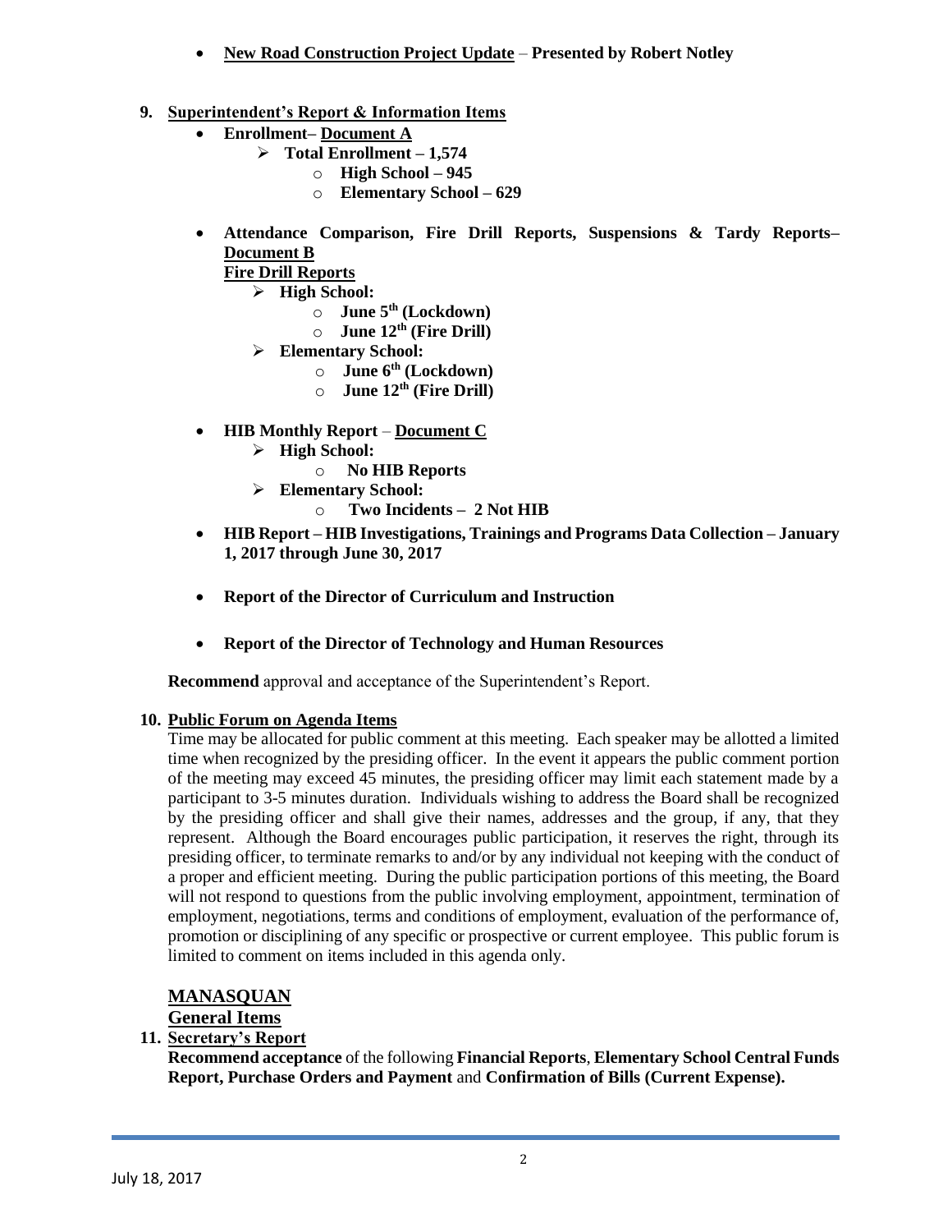- **New Road Construction Project Update** – **Presented by Robert Notley**

**9. Superintendent's Report & Information Items**

- **Enrollment– Document A**
  - **Total Enrollment – 1,574**
    - **High School – 945**
    - **Elementary School – 629**

- **Attendance Comparison, Fire Drill Reports, Suspensions & Tardy Reports– Document B**

  **Fire Drill Reports**
  - **High School:**
    - **June 5th (Lockdown)**
    - **June 12th (Fire Drill)**
  - **Elementary School:**
    - **June 6th (Lockdown)**
    - **June 12th (Fire Drill)**

- **HIB Monthly Report** – **Document C**
  - **High School:**
    - **No HIB Reports**
  - **Elementary School:**
    - **Two Incidents – 2 Not HIB**
- **HIB Report – HIB Investigations, Trainings and Programs Data Collection – January 1, 2017 through June 30, 2017**

- **Report of the Director of Curriculum and Instruction**

- **Report of the Director of Technology and Human Resources**

**Recommend** approval and acceptance of the Superintendent's Report.

**10. Public Forum on Agenda Items**

Time may be allocated for public comment at this meeting. Each speaker may be allotted a limited time when recognized by the presiding officer. In the event it appears the public comment portion of the meeting may exceed 45 minutes, the presiding officer may limit each statement made by a participant to 3-5 minutes duration. Individuals wishing to address the Board shall be recognized by the presiding officer and shall give their names, addresses and the group, if any, that they represent. Although the Board encourages public participation, it reserves the right, through its presiding officer, to terminate remarks to and/or by any individual not keeping with the conduct of a proper and efficient meeting. During the public participation portions of this meeting, the Board will not respond to questions from the public involving employment, appointment, termination of employment, negotiations, terms and conditions of employment, evaluation of the performance of, promotion or disciplining of any specific or prospective or current employee. This public forum is limited to comment on items included in this agenda only.

## MANASQUAN

### General Items

**11. Secretary's Report**

**Recommend acceptance** of the following **Financial Reports**, **Elementary School Central Funds Report, Purchase Orders and Payment** and **Confirmation of Bills (Current Expense).**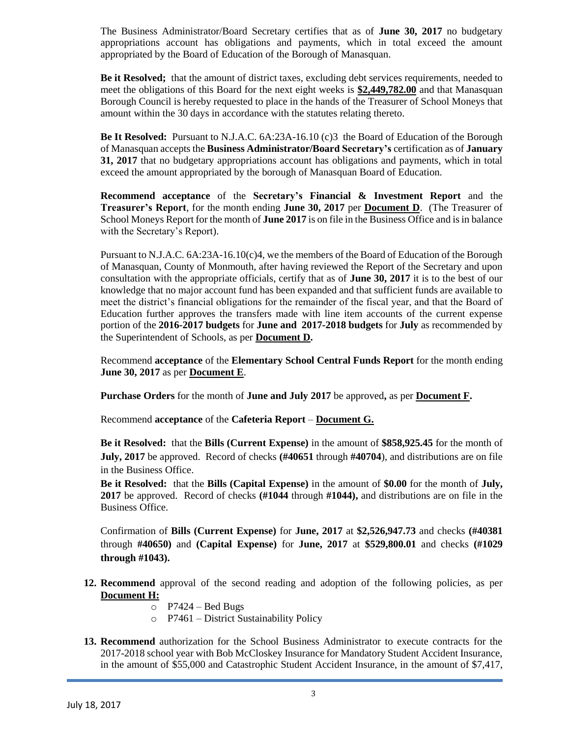The Business Administrator/Board Secretary certifies that as of **June 30, 2017** no budgetary appropriations account has obligations and payments, which in total exceed the amount appropriated by the Board of Education of the Borough of Manasquan.

**Be it Resolved;** that the amount of district taxes, excluding debt services requirements, needed to meet the obligations of this Board for the next eight weeks is **$2,449,782.00** and that Manasquan Borough Council is hereby requested to place in the hands of the Treasurer of School Moneys that amount within the 30 days in accordance with the statutes relating thereto.

**Be It Resolved:** Pursuant to N.J.A.C. 6A:23A-16.10 (c)3 the Board of Education of the Borough of Manasquan accepts the **Business Administrator/Board Secretary's** certification as of **January 31, 2017** that no budgetary appropriations account has obligations and payments, which in total exceed the amount appropriated by the borough of Manasquan Board of Education.

**Recommend acceptance** of the **Secretary's Financial & Investment Report** and the **Treasurer's Report**, for the month ending **June 30, 2017** per **Document D**. (The Treasurer of School Moneys Report for the month of **June 2017** is on file in the Business Office and is in balance with the Secretary's Report).

Pursuant to N.J.A.C. 6A:23A-16.10(c)4, we the members of the Board of Education of the Borough of Manasquan, County of Monmouth, after having reviewed the Report of the Secretary and upon consultation with the appropriate officials, certify that as of **June 30, 2017** it is to the best of our knowledge that no major account fund has been expanded and that sufficient funds are available to meet the district's financial obligations for the remainder of the fiscal year, and that the Board of Education further approves the transfers made with line item accounts of the current expense portion of the **2016-2017 budgets** for **June and 2017-2018 budgets** for **July** as recommended by the Superintendent of Schools, as per **Document D.**

Recommend **acceptance** of the **Elementary School Central Funds Report** for the month ending **June 30, 2017** as per **Document E**.

**Purchase Orders** for the month of **June and July 2017** be approved**,** as per **Document F.**

Recommend **acceptance** of the **Cafeteria Report** – **Document G.**

**Be it Resolved:** that the **Bills (Current Expense)** in the amount of **$858,925.45** for the month of **July, 2017** be approved. Record of checks **(#40651** through **#40704**), and distributions are on file in the Business Office.

**Be it Resolved:** that the **Bills (Capital Expense)** in the amount of **$0.00** for the month of **July, 2017** be approved. Record of checks **(#1044** through **#1044),** and distributions are on file in the Business Office.

Confirmation of **Bills (Current Expense)** for **June, 2017** at **$2,526,947.73** and checks **(#40381** through **#40650)** and **(Capital Expense)** for **June, 2017** at **$529,800.01** and checks **(#1029 through #1043).**

12. **Recommend** approval of the second reading and adoption of the following policies, as per **Document H:**
    - P7424 – Bed Bugs
    - P7461 – District Sustainability Policy

13. **Recommend** authorization for the School Business Administrator to execute contracts for the 2017-2018 school year with Bob McCloskey Insurance for Mandatory Student Accident Insurance, in the amount of $55,000 and Catastrophic Student Accident Insurance, in the amount of $7,417,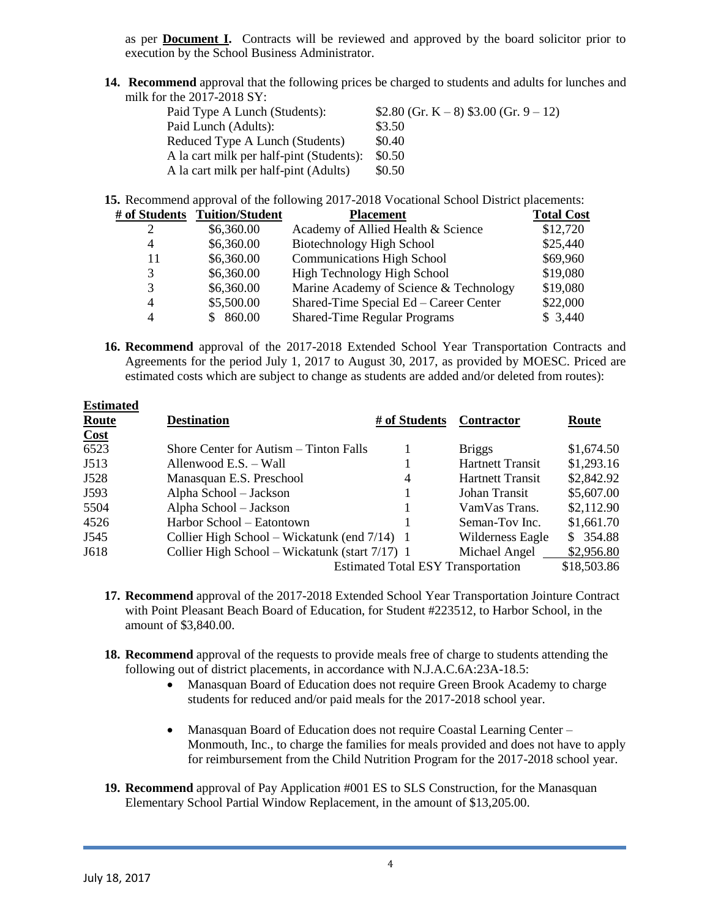as per **Document I.** Contracts will be reviewed and approved by the board solicitor prior to execution by the School Business Administrator.

**14. Recommend** approval that the following prices be charged to students and adults for lunches and milk for the 2017-2018 SY:

| | |
|---|---|
| Paid Type A Lunch (Students): | \$2.80 (Gr. K – 8) \$3.00 (Gr. 9 – 12) |
| Paid Lunch (Adults): | \$3.50 |
| Reduced Type A Lunch (Students) | \$0.40 |
| A la cart milk per half-pint (Students): | \$0.50 |
| A la cart milk per half-pint (Adults) | \$0.50 |

**15.** Recommend approval of the following 2017-2018 Vocational School District placements:

| # of Students | Tuition/Student | Placement | Total Cost |
|---|---|---|---|
| 2 | \$6,360.00 | Academy of Allied Health & Science | \$12,720 |
| 4 | \$6,360.00 | Biotechnology High School | \$25,440 |
| 11 | \$6,360.00 | Communications High School | \$69,960 |
| 3 | \$6,360.00 | High Technology High School | \$19,080 |
| 3 | \$6,360.00 | Marine Academy of Science & Technology | \$19,080 |
| 4 | \$5,500.00 | Shared-Time Special Ed – Career Center | \$22,000 |
| 4 | \$ 860.00 | Shared-Time Regular Programs | \$ 3,440 |

**16. Recommend** approval of the 2017-2018 Extended School Year Transportation Contracts and Agreements for the period July 1, 2017 to August 30, 2017, as provided by MOESC. Priced are estimated costs which are subject to change as students are added and/or deleted from routes):

| Route | Destination | # of Students | Contractor | Estimated Route Cost |
|---|---|---|---|---|
| 6523 | Shore Center for Autism – Tinton Falls | 1 | Briggs | \$1,674.50 |
| J513 | Allenwood E.S. – Wall | 1 | Hartnett Transit | \$1,293.16 |
| J528 | Manasquan E.S. Preschool | 4 | Hartnett Transit | \$2,842.92 |
| J593 | Alpha School – Jackson | 1 | Johan Transit | \$5,607.00 |
| 5504 | Alpha School – Jackson | 1 | VamVas Trans. | \$2,112.90 |
| 4526 | Harbor School – Eatontown | 1 | Seman-Tov Inc. | \$1,661.70 |
| J545 | Collier High School – Wickatunk (end 7/14) | 1 | Wilderness Eagle | \$ 354.88 |
| J618 | Collier High School – Wickatunk (start 7/17) | 1 | Michael Angel | \$2,956.80 |
| | | Estimated Total ESY Transportation | | \$18,503.86 |

**17. Recommend** approval of the 2017-2018 Extended School Year Transportation Jointure Contract with Point Pleasant Beach Board of Education, for Student #223512, to Harbor School, in the amount of \$3,840.00.

**18. Recommend** approval of the requests to provide meals free of charge to students attending the following out of district placements, in accordance with N.J.A.C.6A:23A-18.5:

- Manasquan Board of Education does not require Green Brook Academy to charge students for reduced and/or paid meals for the 2017-2018 school year.
- Manasquan Board of Education does not require Coastal Learning Center – Monmouth, Inc., to charge the families for meals provided and does not have to apply for reimbursement from the Child Nutrition Program for the 2017-2018 school year.

**19. Recommend** approval of Pay Application #001 ES to SLS Construction, for the Manasquan Elementary School Partial Window Replacement, in the amount of \$13,205.00.

July 18, 2017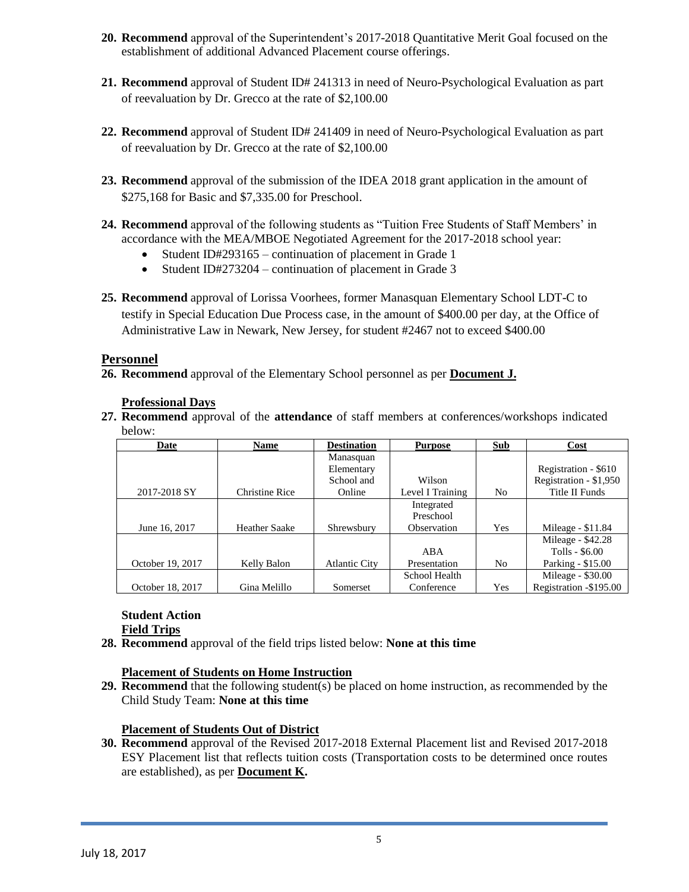**20. Recommend** approval of the Superintendent's 2017-2018 Quantitative Merit Goal focused on the establishment of additional Advanced Placement course offerings.

**21. Recommend** approval of Student ID# 241313 in need of Neuro-Psychological Evaluation as part of reevaluation by Dr. Grecco at the rate of $2,100.00

**22. Recommend** approval of Student ID# 241409 in need of Neuro-Psychological Evaluation as part of reevaluation by Dr. Grecco at the rate of $2,100.00

**23. Recommend** approval of the submission of the IDEA 2018 grant application in the amount of $275,168 for Basic and $7,335.00 for Preschool.

**24. Recommend** approval of the following students as "Tuition Free Students of Staff Members' in accordance with the MEA/MBOE Negotiated Agreement for the 2017-2018 school year:

- Student ID#293165 – continuation of placement in Grade 1
- Student ID#273204 – continuation of placement in Grade 3

**25. Recommend** approval of Lorissa Voorhees, former Manasquan Elementary School LDT-C to testify in Special Education Due Process case, in the amount of $400.00 per day, at the Office of Administrative Law in Newark, New Jersey, for student #2467 not to exceed $400.00

## Personnel

**26. Recommend** approval of the Elementary School personnel as per **Document J.**

### Professional Days

**27. Recommend** approval of the **attendance** of staff members at conferences/workshops indicated below:

| Date | Name | Destination | Purpose | Sub | Cost |
|---|---|---|---|---|---|
| 2017-2018 SY | Christine Rice | Manasquan Elementary School and Online | Wilson Level I Training | No | Registration - $610 Registration - $1,950 Title II Funds |
| June 16, 2017 | Heather Saake | Shrewsbury | Integrated Preschool Observation | Yes | Mileage - $11.84 |
| October 19, 2017 | Kelly Balon | Atlantic City | ABA Presentation | No | Mileage - $42.28 Tolls - $6.00 Parking - $15.00 |
| October 18, 2017 | Gina Melillo | Somerset | School Health Conference | Yes | Mileage - $30.00 Registration -$195.00 |

### Student Action

### Field Trips

**28. Recommend** approval of the field trips listed below: **None at this time**

### Placement of Students on Home Instruction

**29. Recommend** that the following student(s) be placed on home instruction, as recommended by the Child Study Team: **None at this time**

### Placement of Students Out of District

**30. Recommend** approval of the Revised 2017-2018 External Placement list and Revised 2017-2018 ESY Placement list that reflects tuition costs (Transportation costs to be determined once routes are established), as per **Document K.**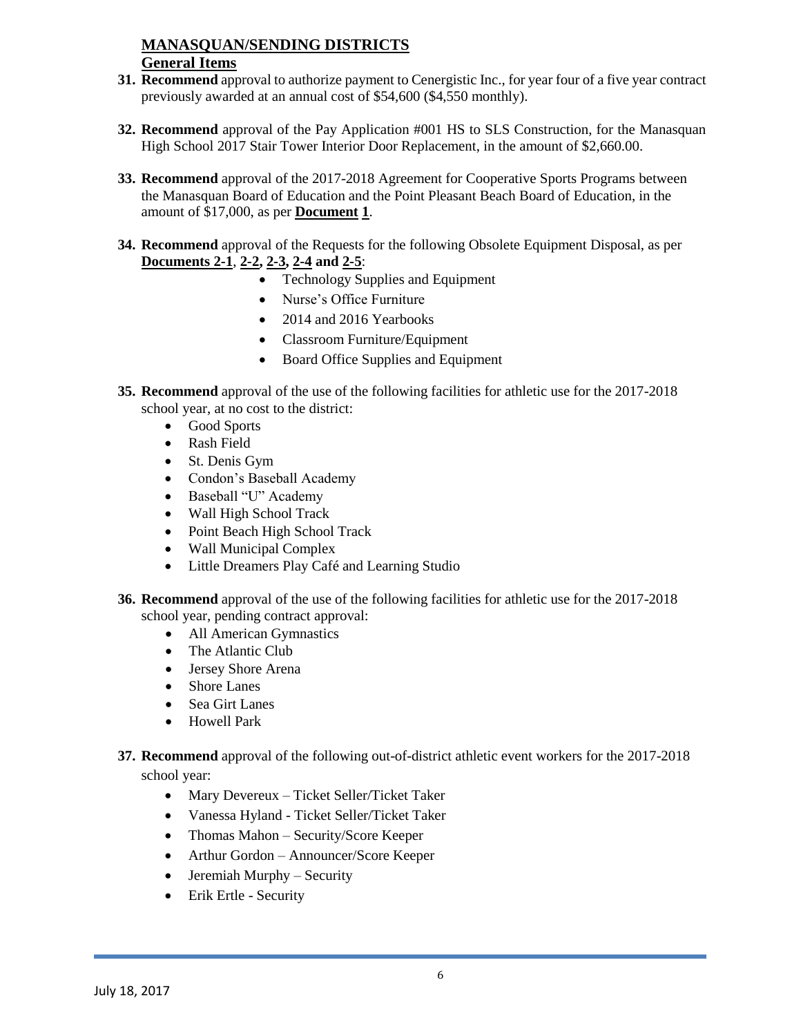## MANASQUAN/SENDING DISTRICTS

### General Items

**31. Recommend** approval to authorize payment to Cenergistic Inc., for year four of a five year contract previously awarded at an annual cost of $54,600 ($4,550 monthly).

**32. Recommend** approval of the Pay Application #001 HS to SLS Construction, for the Manasquan High School 2017 Stair Tower Interior Door Replacement, in the amount of $2,660.00.

**33. Recommend** approval of the 2017-2018 Agreement for Cooperative Sports Programs between the Manasquan Board of Education and the Point Pleasant Beach Board of Education, in the amount of $17,000, as per **Document 1**.

**34. Recommend** approval of the Requests for the following Obsolete Equipment Disposal, as per **Documents 2-1**, **2-2, 2-3, 2-4 and 2-5**:

- Technology Supplies and Equipment
- Nurse's Office Furniture
- 2014 and 2016 Yearbooks
- Classroom Furniture/Equipment
- Board Office Supplies and Equipment

**35. Recommend** approval of the use of the following facilities for athletic use for the 2017-2018 school year, at no cost to the district:

- Good Sports
- Rash Field
- St. Denis Gym
- Condon's Baseball Academy
- Baseball "U" Academy
- Wall High School Track
- Point Beach High School Track
- Wall Municipal Complex
- Little Dreamers Play Café and Learning Studio

**36. Recommend** approval of the use of the following facilities for athletic use for the 2017-2018 school year, pending contract approval:

- All American Gymnastics
- The Atlantic Club
- Jersey Shore Arena
- Shore Lanes
- Sea Girt Lanes
- Howell Park

**37. Recommend** approval of the following out-of-district athletic event workers for the 2017-2018 school year:

- Mary Devereux – Ticket Seller/Ticket Taker
- Vanessa Hyland - Ticket Seller/Ticket Taker
- Thomas Mahon – Security/Score Keeper
- Arthur Gordon – Announcer/Score Keeper
- Jeremiah Murphy – Security
- Erik Ertle - Security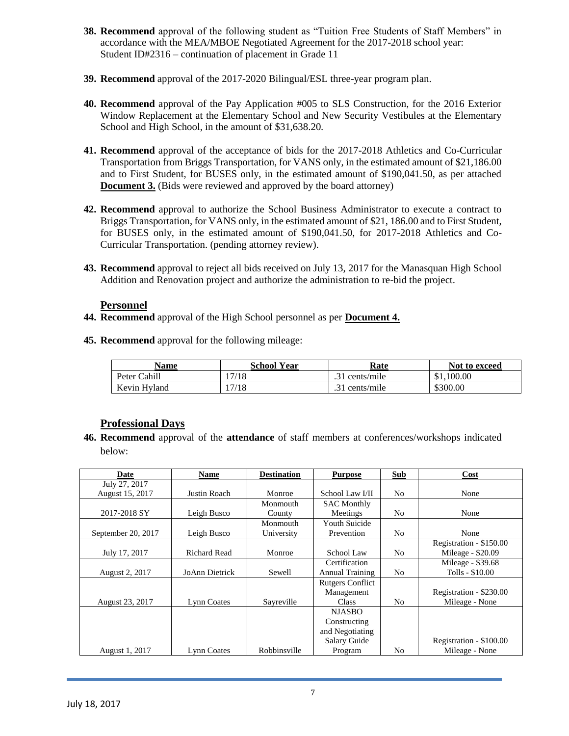38. **Recommend** approval of the following student as "Tuition Free Students of Staff Members" in accordance with the MEA/MBOE Negotiated Agreement for the 2017-2018 school year:
Student ID#2316 – continuation of placement in Grade 11

39. **Recommend** approval of the 2017-2020 Bilingual/ESL three-year program plan.

40. **Recommend** approval of the Pay Application #005 to SLS Construction, for the 2016 Exterior Window Replacement at the Elementary School and New Security Vestibules at the Elementary School and High School, in the amount of $31,638.20.

41. **Recommend** approval of the acceptance of bids for the 2017-2018 Athletics and Co-Curricular Transportation from Briggs Transportation, for VANS only, in the estimated amount of $21,186.00 and to First Student, for BUSES only, in the estimated amount of $190,041.50, as per attached **Document 3.** (Bids were reviewed and approved by the board attorney)

42. **Recommend** approval to authorize the School Business Administrator to execute a contract to Briggs Transportation, for VANS only, in the estimated amount of $21, 186.00 and to First Student, for BUSES only, in the estimated amount of $190,041.50, for 2017-2018 Athletics and Co-Curricular Transportation. (pending attorney review).

43. **Recommend** approval to reject all bids received on July 13, 2017 for the Manasquan High School Addition and Renovation project and authorize the administration to re-bid the project.

## Personnel

44. **Recommend** approval of the High School personnel as per **Document 4.**

45. **Recommend** approval for the following mileage:

| Name | School Year | Rate | Not to exceed |
|---|---|---|---|
| Peter Cahill | 17/18 | .31 cents/mile | $1,100.00 |
| Kevin Hyland | 17/18 | .31 cents/mile | $300.00 |

## Professional Days

46. **Recommend** approval of the **attendance** of staff members at conferences/workshops indicated below:

| Date | Name | Destination | Purpose | Sub | Cost |
|---|---|---|---|---|---|
| July 27, 2017 August 15, 2017 | Justin Roach | Monroe | School Law I/II | No | None |
| 2017-2018 SY | Leigh Busco | Monmouth County | SAC Monthly Meetings | No | None |
| September 20, 2017 | Leigh Busco | Monmouth University | Youth Suicide Prevention | No | None |
| July 17, 2017 | Richard Read | Monroe | School Law | No | Registration - $150.00 Mileage - $20.09 |
| August 2, 2017 | JoAnn Dietrick | Sewell | Certification Annual Training | No | Mileage - $39.68 Tolls - $10.00 |
| August 23, 2017 | Lynn Coates | Sayreville | Rutgers Conflict Management Class | No | Registration - $230.00 Mileage - None |
| August 1, 2017 | Lynn Coates | Robbinsville | NJASBO Constructing and Negotiating Salary Guide Program | No | Registration - $100.00 Mileage - None |

July 18, 2017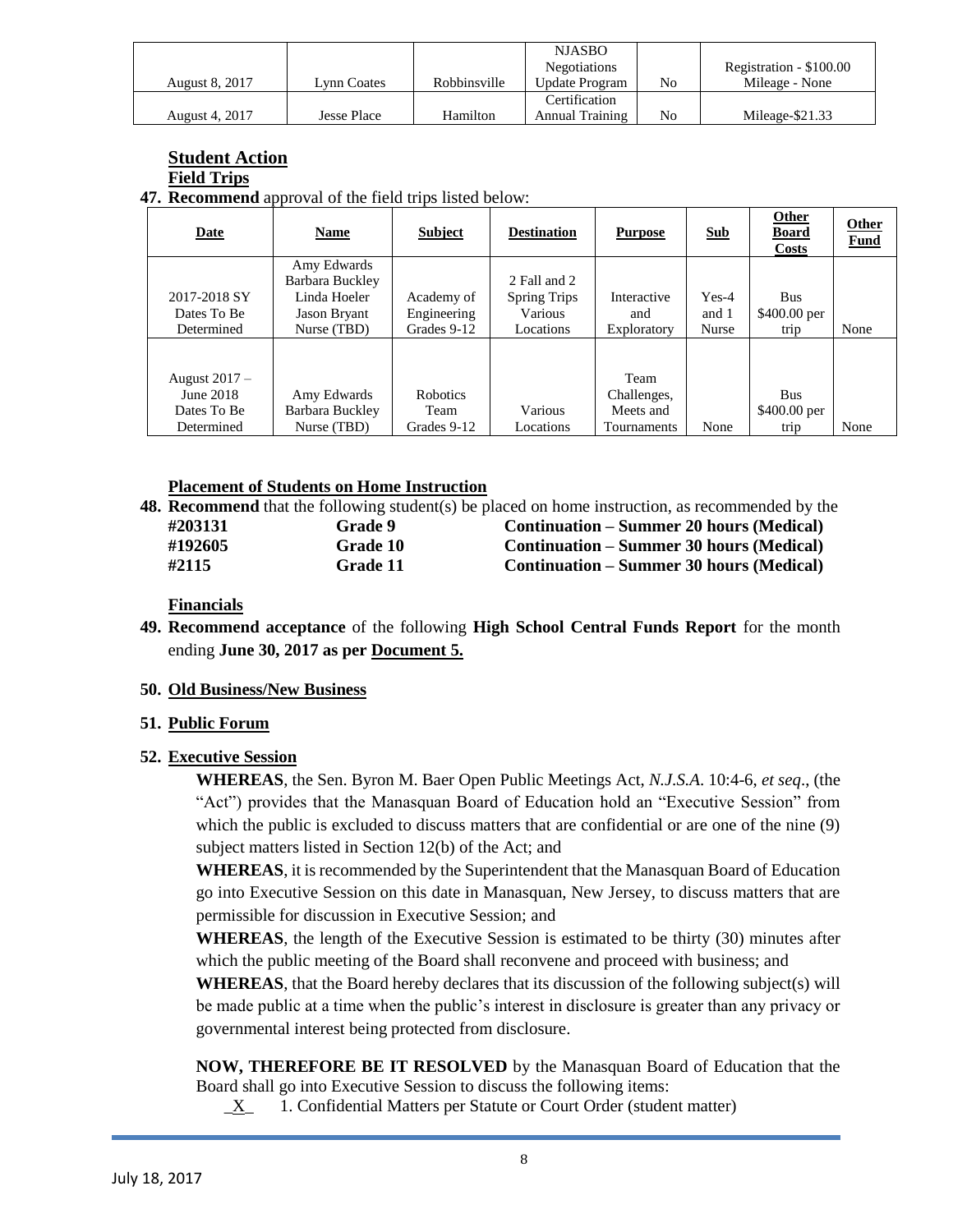| | | | | | |
|---|---|---|---|---|---|
| August 8, 2017 | Lynn Coates | Robbinsville | NJASBO Negotiations Update Program | No | Registration - $100.00 Mileage - None |
| August 4, 2017 | Jesse Place | Hamilton | Certification Annual Training | No | Mileage-$21.33 |

## Student Action

### Field Trips

**47. Recommend** approval of the field trips listed below:

| Date | Name | Subject | Destination | Purpose | Sub | Other Board Costs | Other Fund |
|---|---|---|---|---|---|---|---|
| 2017-2018 SY Dates To Be Determined | Amy Edwards Barbara Buckley Linda Hoeler Jason Bryant Nurse (TBD) | Academy of Engineering Grades 9-12 | 2 Fall and 2 Spring Trips Various Locations | Interactive and Exploratory | Yes-4 and 1 Nurse | Bus $400.00 per trip | None |
| August 2017 – June 2018 Dates To Be Determined | Amy Edwards Barbara Buckley Nurse (TBD) | Robotics Team Grades 9-12 | Various Locations | Team Challenges, Meets and Tournaments | None | Bus $400.00 per trip | None |

### Placement of Students on Home Instruction

**48. Recommend** that the following student(s) be placed on home instruction, as recommended by the

| | | |
|---|---|---|
| **#203131** | **Grade 9** | **Continuation – Summer 20 hours (Medical)** |
| **#192605** | **Grade 10** | **Continuation – Summer 30 hours (Medical)** |
| **#2115** | **Grade 11** | **Continuation – Summer 30 hours (Medical)** |

### Financials

**49. Recommend acceptance** of the following **High School Central Funds Report** for the month ending **June 30, 2017 as per Document 5.**

**50. Old Business/New Business**

**51. Public Forum**

**52. Executive Session**

**WHEREAS**, the Sen. Byron M. Baer Open Public Meetings Act, *N.J.S.A.* 10:4-6, *et seq*., (the "Act") provides that the Manasquan Board of Education hold an "Executive Session" from which the public is excluded to discuss matters that are confidential or are one of the nine (9) subject matters listed in Section 12(b) of the Act; and

**WHEREAS**, it is recommended by the Superintendent that the Manasquan Board of Education go into Executive Session on this date in Manasquan, New Jersey, to discuss matters that are permissible for discussion in Executive Session; and

**WHEREAS**, the length of the Executive Session is estimated to be thirty (30) minutes after which the public meeting of the Board shall reconvene and proceed with business; and

**WHEREAS**, that the Board hereby declares that its discussion of the following subject(s) will be made public at a time when the public's interest in disclosure is greater than any privacy or governmental interest being protected from disclosure.

**NOW, THEREFORE BE IT RESOLVED** by the Manasquan Board of Education that the Board shall go into Executive Session to discuss the following items:

_X_ 1. Confidential Matters per Statute or Court Order (student matter)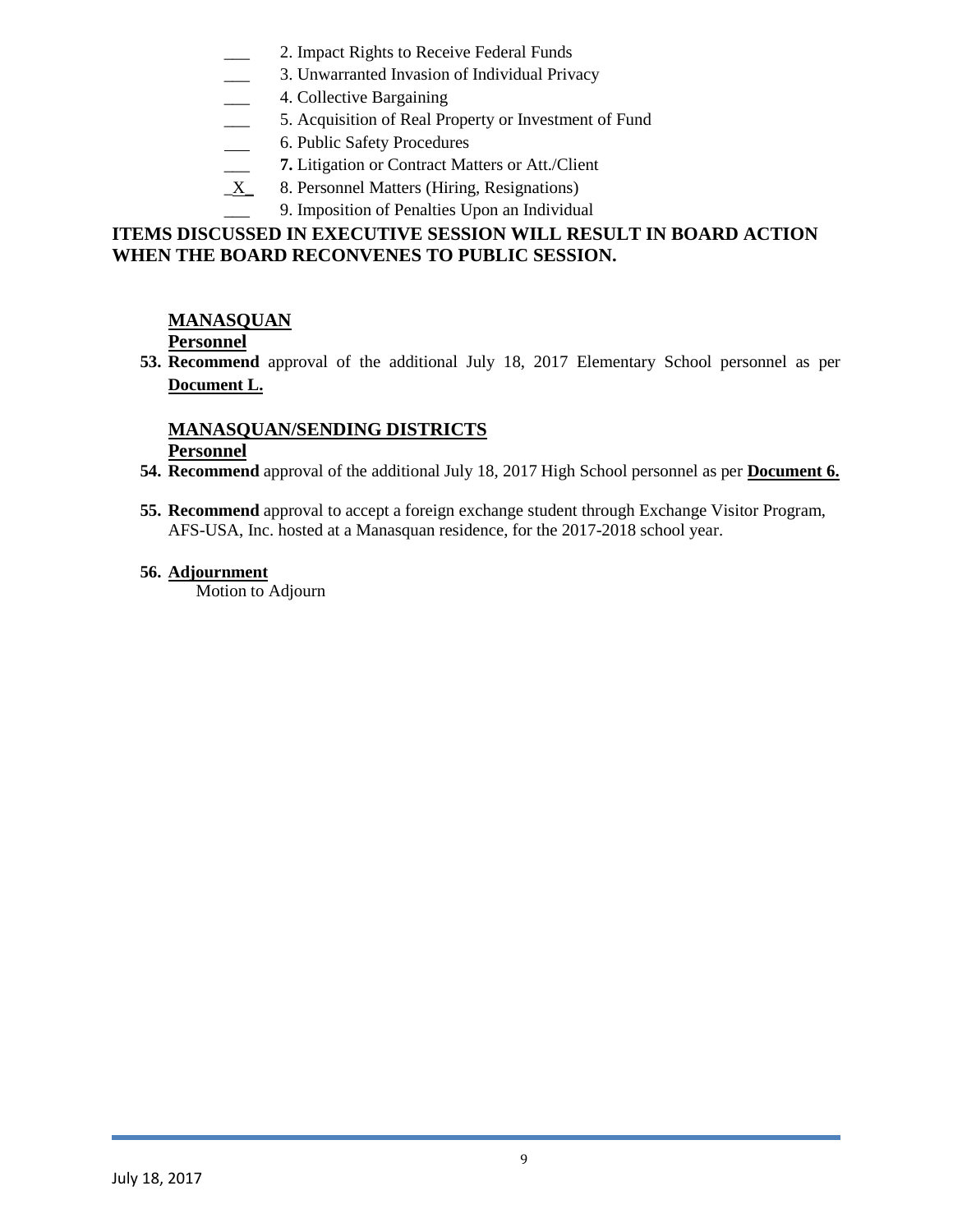___ 2. Impact Rights to Receive Federal Funds
___ 3. Unwarranted Invasion of Individual Privacy
___ 4. Collective Bargaining
___ 5. Acquisition of Real Property or Investment of Fund
___ 6. Public Safety Procedures
___ **7.** Litigation or Contract Matters or Att./Client
_X_ 8. Personnel Matters (Hiring, Resignations)
___ 9. Imposition of Penalties Upon an Individual

**ITEMS DISCUSSED IN EXECUTIVE SESSION WILL RESULT IN BOARD ACTION WHEN THE BOARD RECONVENES TO PUBLIC SESSION.**

**MANASQUAN**

**Personnel**

**53. Recommend** approval of the additional July 18, 2017 Elementary School personnel as per **Document L.**

**MANASQUAN/SENDING DISTRICTS**

**Personnel**

**54. Recommend** approval of the additional July 18, 2017 High School personnel as per **Document 6.**

**55. Recommend** approval to accept a foreign exchange student through Exchange Visitor Program, AFS-USA, Inc. hosted at a Manasquan residence, for the 2017-2018 school year.

**56. Adjournment**

Motion to Adjourn